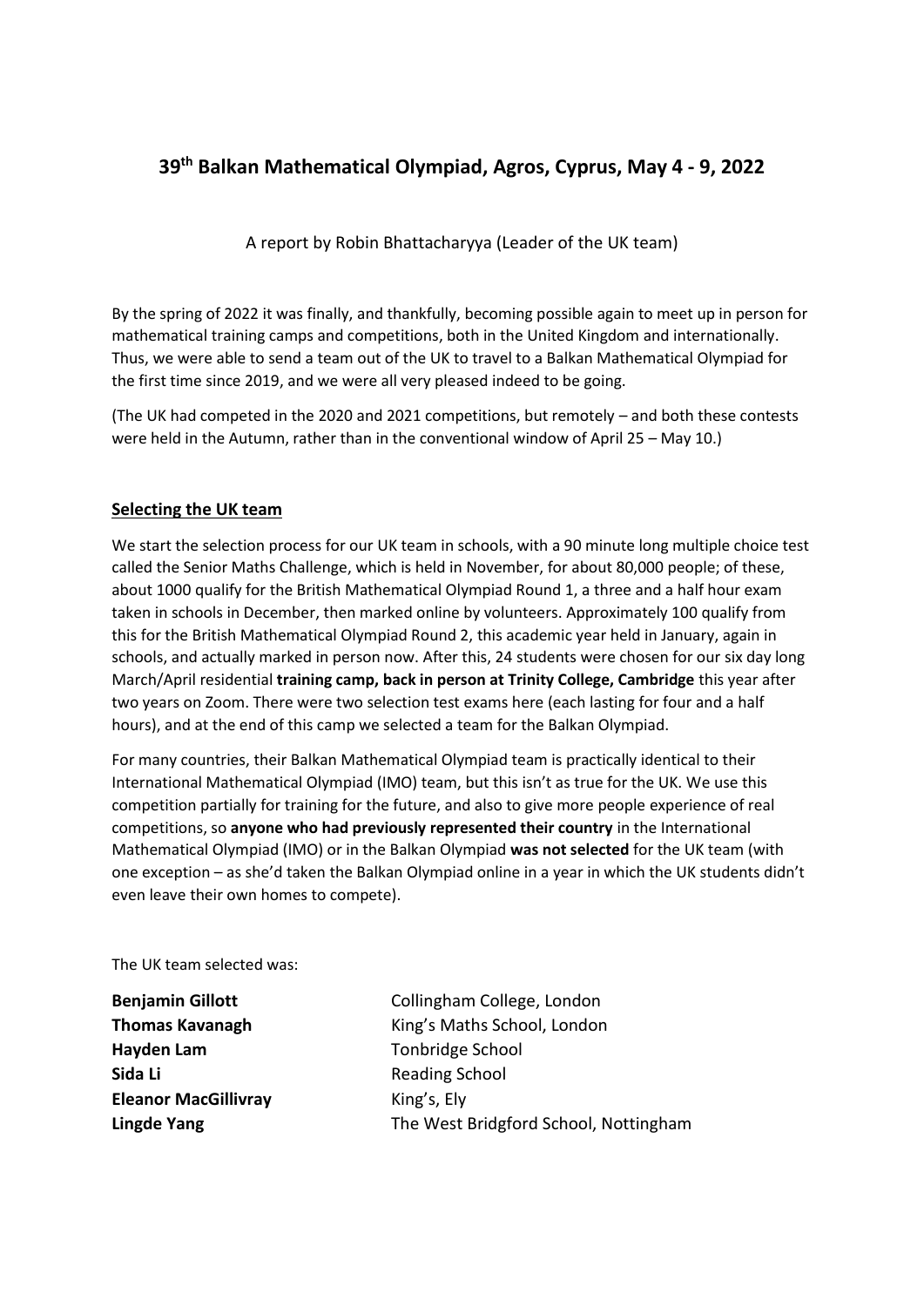# 39th Balkan Mathematical Olympiad, Agros, Cyprus, May 4 - 9, 2022

A report by Robin Bhattacharyya (Leader of the UK team)

By the spring of 2022 it was finally, and thankfully, becoming possible again to meet up in person for mathematical training camps and competitions, both in the United Kingdom and internationally. Thus, we were able to send a team out of the UK to travel to a Balkan Mathematical Olympiad for the first time since 2019, and we were all very pleased indeed to be going.

(The UK had competed in the 2020 and 2021 competitions, but remotely – and both these contests were held in the Autumn, rather than in the conventional window of April 25 – May 10.)

## Selecting the UK team

We start the selection process for our UK team in schools, with a 90 minute long multiple choice test called the Senior Maths Challenge, which is held in November, for about 80,000 people; of these, about 1000 qualify for the British Mathematical Olympiad Round 1, a three and a half hour exam taken in schools in December, then marked online by volunteers. Approximately 100 qualify from this for the British Mathematical Olympiad Round 2, this academic year held in January, again in schools, and actually marked in person now. After this, 24 students were chosen for our six day long March/April residential **training camp, back in person at Trinity College, Cambridge** this year after two years on Zoom. There were two selection test exams here (each lasting for four and a half hours), and at the end of this camp we selected a team for the Balkan Olympiad.

For many countries, their Balkan Mathematical Olympiad team is practically identical to their International Mathematical Olympiad (IMO) team, but this isn't as true for the UK. We use this competition partially for training for the future, and also to give more people experience of real competitions, so **anyone who had previously represented their country** in the International Mathematical Olympiad (IMO) or in the Balkan Olympiad **was not selected** for the UK team (with one exception – as she'd taken the Balkan Olympiad online in a year in which the UK students didn't even leave their own homes to compete).

The UK team selected was:

| | |
|---|---|
| **Benjamin Gillott** | Collingham College, London |
| **Thomas Kavanagh** | King's Maths School, London |
| **Hayden Lam** | Tonbridge School |
| **Sida Li** | Reading School |
| **Eleanor MacGillivray** | King's, Ely |
| **Lingde Yang** | The West Bridgford School, Nottingham |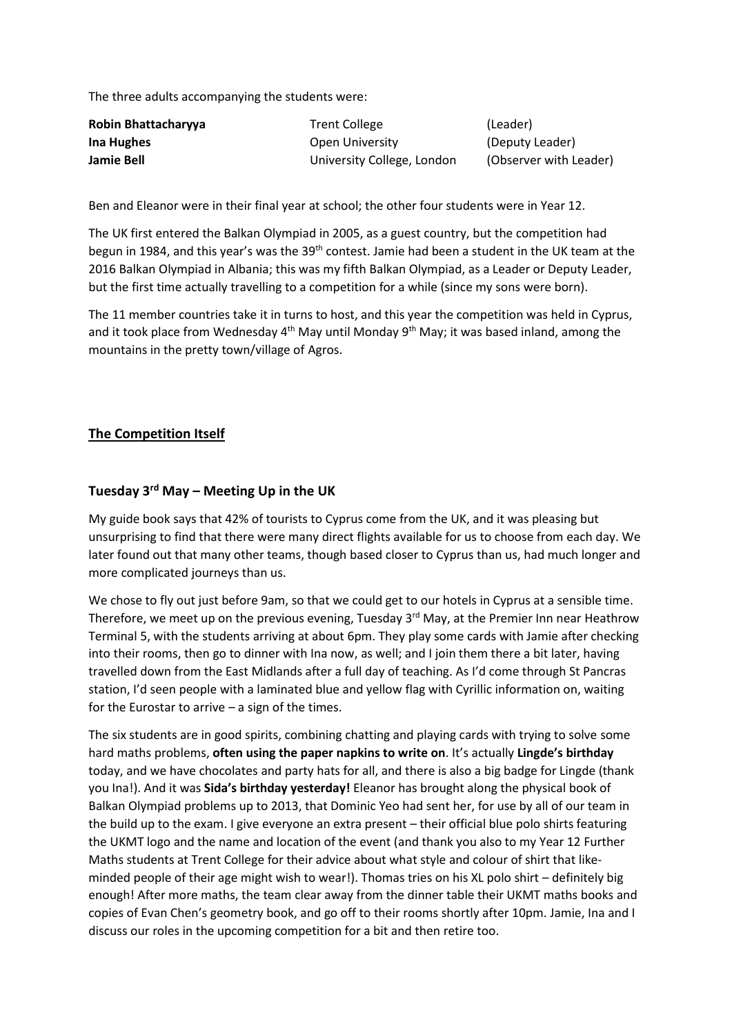The three adults accompanying the students were:

| | | |
|---|---|---|
| **Robin Bhattacharyya** | Trent College | (Leader) |
| **Ina Hughes** | Open University | (Deputy Leader) |
| **Jamie Bell** | University College, London | (Observer with Leader) |

Ben and Eleanor were in their final year at school; the other four students were in Year 12.

The UK first entered the Balkan Olympiad in 2005, as a guest country, but the competition had begun in 1984, and this year's was the 39th contest. Jamie had been a student in the UK team at the 2016 Balkan Olympiad in Albania; this was my fifth Balkan Olympiad, as a Leader or Deputy Leader, but the first time actually travelling to a competition for a while (since my sons were born).

The 11 member countries take it in turns to host, and this year the competition was held in Cyprus, and it took place from Wednesday 4th May until Monday 9th May; it was based inland, among the mountains in the pretty town/village of Agros.

## The Competition Itself

### Tuesday 3rd May – Meeting Up in the UK

My guide book says that 42% of tourists to Cyprus come from the UK, and it was pleasing but unsurprising to find that there were many direct flights available for us to choose from each day. We later found out that many other teams, though based closer to Cyprus than us, had much longer and more complicated journeys than us.

We chose to fly out just before 9am, so that we could get to our hotels in Cyprus at a sensible time. Therefore, we meet up on the previous evening, Tuesday 3rd May, at the Premier Inn near Heathrow Terminal 5, with the students arriving at about 6pm. They play some cards with Jamie after checking into their rooms, then go to dinner with Ina now, as well; and I join them there a bit later, having travelled down from the East Midlands after a full day of teaching. As I'd come through St Pancras station, I'd seen people with a laminated blue and yellow flag with Cyrillic information on, waiting for the Eurostar to arrive – a sign of the times.

The six students are in good spirits, combining chatting and playing cards with trying to solve some hard maths problems, **often using the paper napkins to write on**. It's actually **Lingde's birthday** today, and we have chocolates and party hats for all, and there is also a big badge for Lingde (thank you Ina!). And it was **Sida's birthday yesterday!** Eleanor has brought along the physical book of Balkan Olympiad problems up to 2013, that Dominic Yeo had sent her, for use by all of our team in the build up to the exam. I give everyone an extra present – their official blue polo shirts featuring the UKMT logo and the name and location of the event (and thank you also to my Year 12 Further Maths students at Trent College for their advice about what style and colour of shirt that like-minded people of their age might wish to wear!). Thomas tries on his XL polo shirt – definitely big enough! After more maths, the team clear away from the dinner table their UKMT maths books and copies of Evan Chen's geometry book, and go off to their rooms shortly after 10pm. Jamie, Ina and I discuss our roles in the upcoming competition for a bit and then retire too.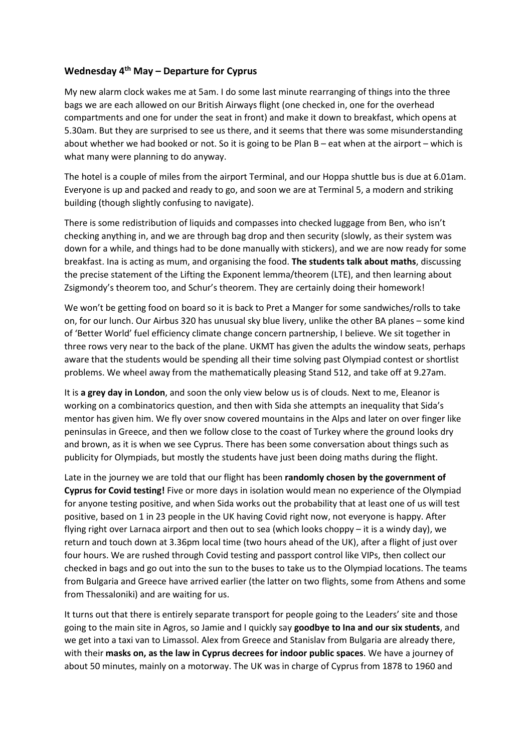### Wednesday 4th May – Departure for Cyprus

My new alarm clock wakes me at 5am. I do some last minute rearranging of things into the three bags we are each allowed on our British Airways flight (one checked in, one for the overhead compartments and one for under the seat in front) and make it down to breakfast, which opens at 5.30am. But they are surprised to see us there, and it seems that there was some misunderstanding about whether we had booked or not. So it is going to be Plan B – eat when at the airport – which is what many were planning to do anyway.

The hotel is a couple of miles from the airport Terminal, and our Hoppa shuttle bus is due at 6.01am. Everyone is up and packed and ready to go, and soon we are at Terminal 5, a modern and striking building (though slightly confusing to navigate).

There is some redistribution of liquids and compasses into checked luggage from Ben, who isn't checking anything in, and we are through bag drop and then security (slowly, as their system was down for a while, and things had to be done manually with stickers), and we are now ready for some breakfast. Ina is acting as mum, and organising the food. **The students talk about maths**, discussing the precise statement of the Lifting the Exponent lemma/theorem (LTE), and then learning about Zsigmondy's theorem too, and Schur's theorem. They are certainly doing their homework!

We won't be getting food on board so it is back to Pret a Manger for some sandwiches/rolls to take on, for our lunch. Our Airbus 320 has unusual sky blue livery, unlike the other BA planes – some kind of 'Better World' fuel efficiency climate change concern partnership, I believe. We sit together in three rows very near to the back of the plane. UKMT has given the adults the window seats, perhaps aware that the students would be spending all their time solving past Olympiad contest or shortlist problems. We wheel away from the mathematically pleasing Stand 512, and take off at 9.27am.

It is **a grey day in London**, and soon the only view below us is of clouds. Next to me, Eleanor is working on a combinatorics question, and then with Sida she attempts an inequality that Sida's mentor has given him. We fly over snow covered mountains in the Alps and later on over finger like peninsulas in Greece, and then we follow close to the coast of Turkey where the ground looks dry and brown, as it is when we see Cyprus. There has been some conversation about things such as publicity for Olympiads, but mostly the students have just been doing maths during the flight.

Late in the journey we are told that our flight has been **randomly chosen by the government of Cyprus for Covid testing!** Five or more days in isolation would mean no experience of the Olympiad for anyone testing positive, and when Sida works out the probability that at least one of us will test positive, based on 1 in 23 people in the UK having Covid right now, not everyone is happy. After flying right over Larnaca airport and then out to sea (which looks choppy – it is a windy day), we return and touch down at 3.36pm local time (two hours ahead of the UK), after a flight of just over four hours. We are rushed through Covid testing and passport control like VIPs, then collect our checked in bags and go out into the sun to the buses to take us to the Olympiad locations. The teams from Bulgaria and Greece have arrived earlier (the latter on two flights, some from Athens and some from Thessaloniki) and are waiting for us.

It turns out that there is entirely separate transport for people going to the Leaders' site and those going to the main site in Agros, so Jamie and I quickly say **goodbye to Ina and our six students**, and we get into a taxi van to Limassol. Alex from Greece and Stanislav from Bulgaria are already there, with their **masks on, as the law in Cyprus decrees for indoor public spaces**. We have a journey of about 50 minutes, mainly on a motorway. The UK was in charge of Cyprus from 1878 to 1960 and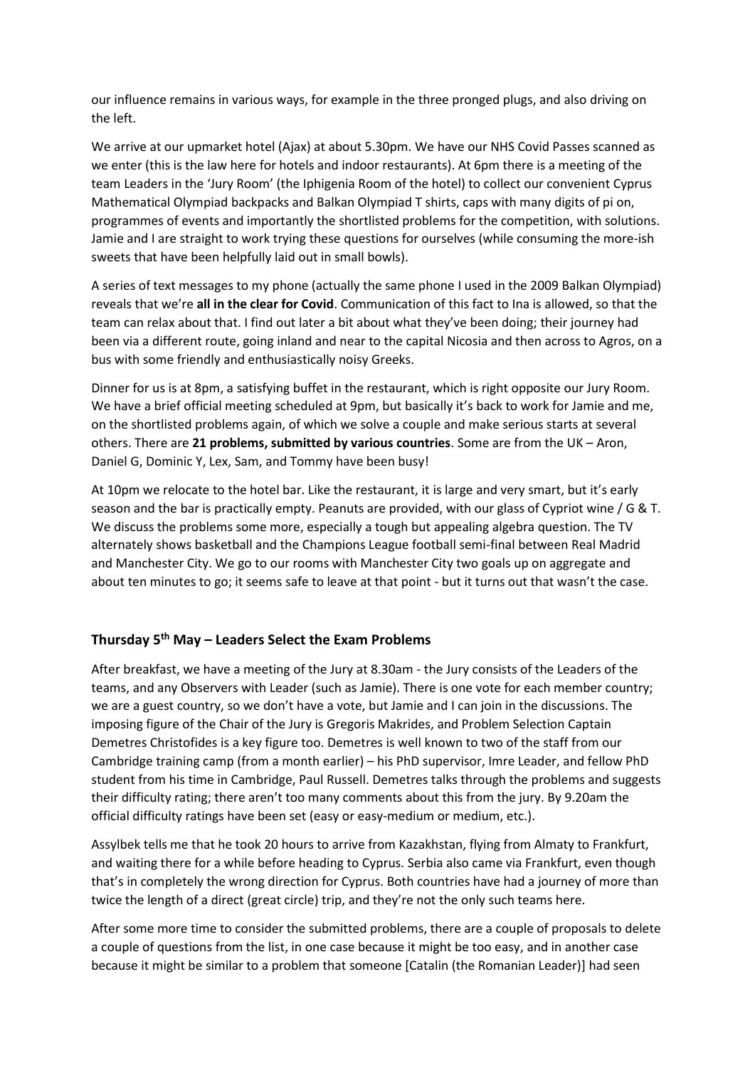our influence remains in various ways, for example in the three pronged plugs, and also driving on the left.

We arrive at our upmarket hotel (Ajax) at about 5.30pm. We have our NHS Covid Passes scanned as we enter (this is the law here for hotels and indoor restaurants). At 6pm there is a meeting of the team Leaders in the 'Jury Room' (the Iphigenia Room of the hotel) to collect our convenient Cyprus Mathematical Olympiad backpacks and Balkan Olympiad T shirts, caps with many digits of pi on, programmes of events and importantly the shortlisted problems for the competition, with solutions. Jamie and I are straight to work trying these questions for ourselves (while consuming the more-ish sweets that have been helpfully laid out in small bowls).

A series of text messages to my phone (actually the same phone I used in the 2009 Balkan Olympiad) reveals that we're **all in the clear for Covid**. Communication of this fact to Ina is allowed, so that the team can relax about that. I find out later a bit about what they've been doing; their journey had been via a different route, going inland and near to the capital Nicosia and then across to Agros, on a bus with some friendly and enthusiastically noisy Greeks.

Dinner for us is at 8pm, a satisfying buffet in the restaurant, which is right opposite our Jury Room. We have a brief official meeting scheduled at 9pm, but basically it's back to work for Jamie and me, on the shortlisted problems again, of which we solve a couple and make serious starts at several others. There are **21 problems, submitted by various countries**. Some are from the UK – Aron, Daniel G, Dominic Y, Lex, Sam, and Tommy have been busy!

At 10pm we relocate to the hotel bar. Like the restaurant, it is large and very smart, but it's early season and the bar is practically empty. Peanuts are provided, with our glass of Cypriot wine / G & T. We discuss the problems some more, especially a tough but appealing algebra question. The TV alternately shows basketball and the Champions League football semi-final between Real Madrid and Manchester City. We go to our rooms with Manchester City two goals up on aggregate and about ten minutes to go; it seems safe to leave at that point - but it turns out that wasn't the case.

## Thursday 5th May – Leaders Select the Exam Problems

After breakfast, we have a meeting of the Jury at 8.30am - the Jury consists of the Leaders of the teams, and any Observers with Leader (such as Jamie). There is one vote for each member country; we are a guest country, so we don't have a vote, but Jamie and I can join in the discussions. The imposing figure of the Chair of the Jury is Gregoris Makrides, and Problem Selection Captain Demetres Christofides is a key figure too. Demetres is well known to two of the staff from our Cambridge training camp (from a month earlier) – his PhD supervisor, Imre Leader, and fellow PhD student from his time in Cambridge, Paul Russell. Demetres talks through the problems and suggests their difficulty rating; there aren't too many comments about this from the jury. By 9.20am the official difficulty ratings have been set (easy or easy-medium or medium, etc.).

Assylbek tells me that he took 20 hours to arrive from Kazakhstan, flying from Almaty to Frankfurt, and waiting there for a while before heading to Cyprus. Serbia also came via Frankfurt, even though that's in completely the wrong direction for Cyprus. Both countries have had a journey of more than twice the length of a direct (great circle) trip, and they're not the only such teams here.

After some more time to consider the submitted problems, there are a couple of proposals to delete a couple of questions from the list, in one case because it might be too easy, and in another case because it might be similar to a problem that someone [Catalin (the Romanian Leader)] had seen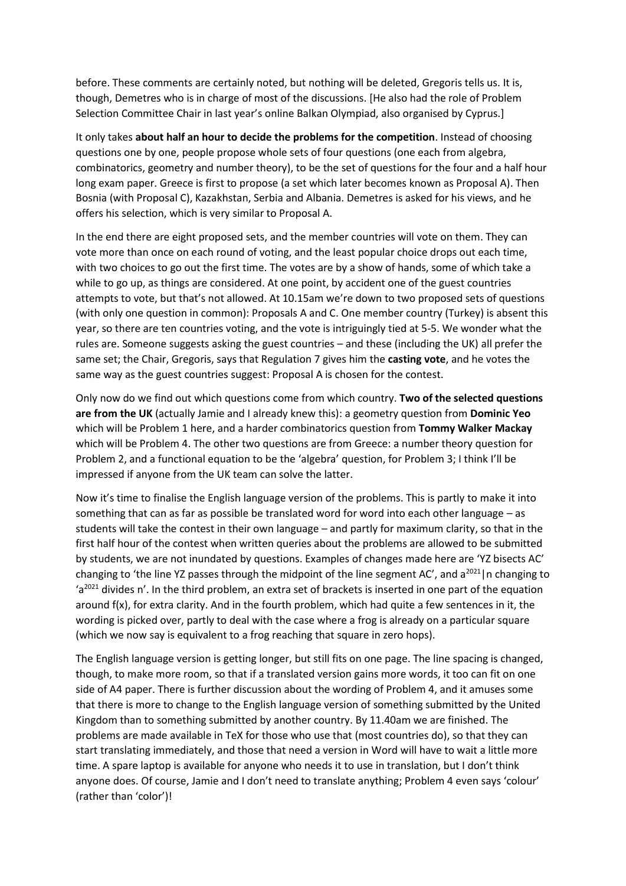before. These comments are certainly noted, but nothing will be deleted, Gregoris tells us. It is, though, Demetres who is in charge of most of the discussions. [He also had the role of Problem Selection Committee Chair in last year's online Balkan Olympiad, also organised by Cyprus.]

It only takes **about half an hour to decide the problems for the competition**. Instead of choosing questions one by one, people propose whole sets of four questions (one each from algebra, combinatorics, geometry and number theory), to be the set of questions for the four and a half hour long exam paper. Greece is first to propose (a set which later becomes known as Proposal A). Then Bosnia (with Proposal C), Kazakhstan, Serbia and Albania. Demetres is asked for his views, and he offers his selection, which is very similar to Proposal A.

In the end there are eight proposed sets, and the member countries will vote on them. They can vote more than once on each round of voting, and the least popular choice drops out each time, with two choices to go out the first time. The votes are by a show of hands, some of which take a while to go up, as things are considered. At one point, by accident one of the guest countries attempts to vote, but that's not allowed. At 10.15am we're down to two proposed sets of questions (with only one question in common): Proposals A and C. One member country (Turkey) is absent this year, so there are ten countries voting, and the vote is intriguingly tied at 5-5. We wonder what the rules are. Someone suggests asking the guest countries – and these (including the UK) all prefer the same set; the Chair, Gregoris, says that Regulation 7 gives him the **casting vote**, and he votes the same way as the guest countries suggest: Proposal A is chosen for the contest.

Only now do we find out which questions come from which country. **Two of the selected questions are from the UK** (actually Jamie and I already knew this): a geometry question from **Dominic Yeo** which will be Problem 1 here, and a harder combinatorics question from **Tommy Walker Mackay** which will be Problem 4. The other two questions are from Greece: a number theory question for Problem 2, and a functional equation to be the 'algebra' question, for Problem 3; I think I'll be impressed if anyone from the UK team can solve the latter.

Now it's time to finalise the English language version of the problems. This is partly to make it into something that can as far as possible be translated word for word into each other language – as students will take the contest in their own language – and partly for maximum clarity, so that in the first half hour of the contest when written queries about the problems are allowed to be submitted by students, we are not inundated by questions. Examples of changes made here are 'YZ bisects AC' changing to 'the line YZ passes through the midpoint of the line segment AC', and $a^{2021}|n$ changing to '$a^{2021}$ divides n'. In the third problem, an extra set of brackets is inserted in one part of the equation around f(x), for extra clarity. And in the fourth problem, which had quite a few sentences in it, the wording is picked over, partly to deal with the case where a frog is already on a particular square (which we now say is equivalent to a frog reaching that square in zero hops).

The English language version is getting longer, but still fits on one page. The line spacing is changed, though, to make more room, so that if a translated version gains more words, it too can fit on one side of A4 paper. There is further discussion about the wording of Problem 4, and it amuses some that there is more to change to the English language version of something submitted by the United Kingdom than to something submitted by another country. By 11.40am we are finished. The problems are made available in TeX for those who use that (most countries do), so that they can start translating immediately, and those that need a version in Word will have to wait a little more time. A spare laptop is available for anyone who needs it to use in translation, but I don't think anyone does. Of course, Jamie and I don't need to translate anything; Problem 4 even says 'colour' (rather than 'color')!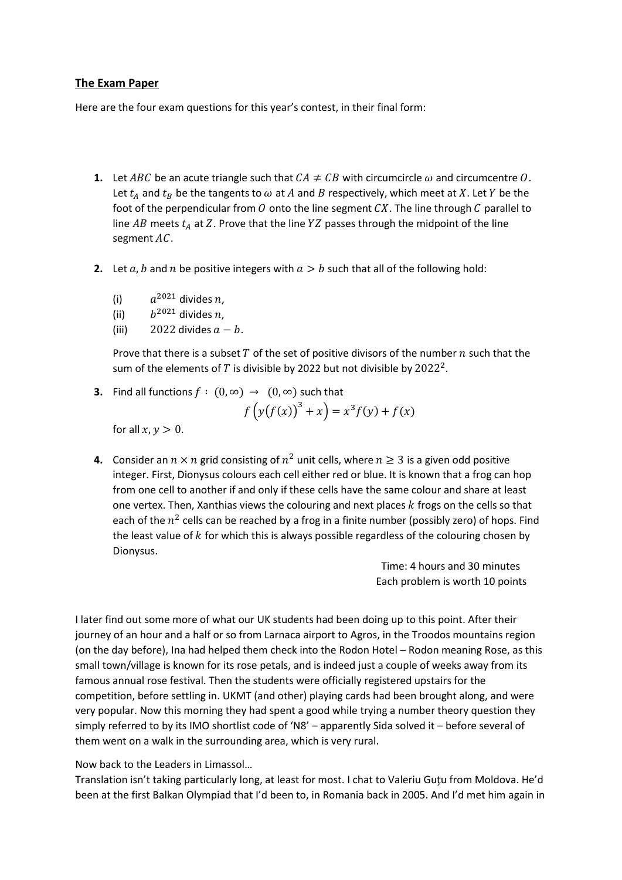**The Exam Paper**

Here are the four exam questions for this year's contest, in their final form:

1. Let $ABC$ be an acute triangle such that $CA \neq CB$ with circumcircle $\omega$ and circumcentre $O$. Let $t_A$ and $t_B$ be the tangents to $\omega$ at $A$ and $B$ respectively, which meet at $X$. Let $Y$ be the foot of the perpendicular from $O$ onto the line segment $CX$. The line through $C$ parallel to line $AB$ meets $t_A$ at $Z$. Prove that the line $YZ$ passes through the midpoint of the line segment $AC$.

2. Let $a$, $b$ and $n$ be positive integers with $a > b$ such that all of the following hold:

   (i) $a^{2021}$ divides $n$,
   
   (ii) $b^{2021}$ divides $n$,
   
   (iii) 2022 divides $a - b$.

   Prove that there is a subset $T$ of the set of positive divisors of the number $n$ such that the sum of the elements of $T$ is divisible by 2022 but not divisible by $2022^2$.

3. Find all functions $f : (0, \infty) \rightarrow (0, \infty)$ such that
$$f\left(y\big(f(x)\big)^3 + x\right) = x^3 f(y) + f(x)$$
   for all $x, y > 0$.

4. Consider an $n \times n$ grid consisting of $n^2$ unit cells, where $n \geq 3$ is a given odd positive integer. First, Dionysus colours each cell either red or blue. It is known that a frog can hop from one cell to another if and only if these cells have the same colour and share at least one vertex. Then, Xanthias views the colouring and next places $k$ frogs on the cells so that each of the $n^2$ cells can be reached by a frog in a finite number (possibly zero) of hops. Find the least value of $k$ for which this is always possible regardless of the colouring chosen by Dionysus.

Time: 4 hours and 30 minutes
Each problem is worth 10 points

I later find out some more of what our UK students had been doing up to this point. After their journey of an hour and a half or so from Larnaca airport to Agros, in the Troodos mountains region (on the day before), Ina had helped them check into the Rodon Hotel – Rodon meaning Rose, as this small town/village is known for its rose petals, and is indeed just a couple of weeks away from its famous annual rose festival. Then the students were officially registered upstairs for the competition, before settling in. UKMT (and other) playing cards had been brought along, and were very popular. Now this morning they had spent a good while trying a number theory question they simply referred to by its IMO shortlist code of 'N8' – apparently Sida solved it – before several of them went on a walk in the surrounding area, which is very rural.

Now back to the Leaders in Limassol…

Translation isn't taking particularly long, at least for most. I chat to Valeriu Guţu from Moldova. He'd been at the first Balkan Olympiad that I'd been to, in Romania back in 2005. And I'd met him again in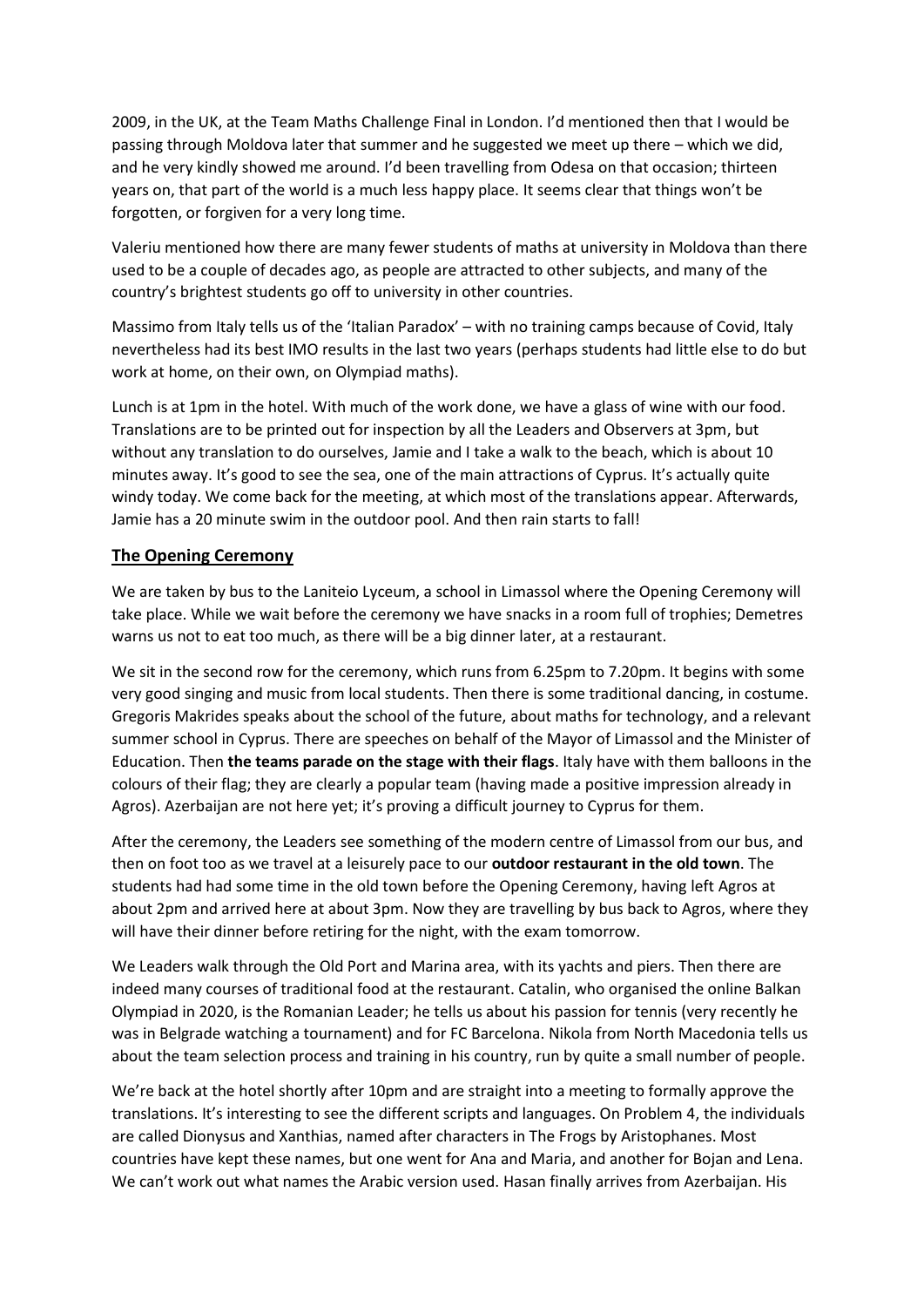2009, in the UK, at the Team Maths Challenge Final in London. I'd mentioned then that I would be passing through Moldova later that summer and he suggested we meet up there – which we did, and he very kindly showed me around. I'd been travelling from Odesa on that occasion; thirteen years on, that part of the world is a much less happy place. It seems clear that things won't be forgotten, or forgiven for a very long time.

Valeriu mentioned how there are many fewer students of maths at university in Moldova than there used to be a couple of decades ago, as people are attracted to other subjects, and many of the country's brightest students go off to university in other countries.

Massimo from Italy tells us of the 'Italian Paradox' – with no training camps because of Covid, Italy nevertheless had its best IMO results in the last two years (perhaps students had little else to do but work at home, on their own, on Olympiad maths).

Lunch is at 1pm in the hotel. With much of the work done, we have a glass of wine with our food. Translations are to be printed out for inspection by all the Leaders and Observers at 3pm, but without any translation to do ourselves, Jamie and I take a walk to the beach, which is about 10 minutes away. It's good to see the sea, one of the main attractions of Cyprus. It's actually quite windy today. We come back for the meeting, at which most of the translations appear. Afterwards, Jamie has a 20 minute swim in the outdoor pool. And then rain starts to fall!

## The Opening Ceremony

We are taken by bus to the Laniteio Lyceum, a school in Limassol where the Opening Ceremony will take place. While we wait before the ceremony we have snacks in a room full of trophies; Demetres warns us not to eat too much, as there will be a big dinner later, at a restaurant.

We sit in the second row for the ceremony, which runs from 6.25pm to 7.20pm. It begins with some very good singing and music from local students. Then there is some traditional dancing, in costume. Gregoris Makrides speaks about the school of the future, about maths for technology, and a relevant summer school in Cyprus. There are speeches on behalf of the Mayor of Limassol and the Minister of Education. Then **the teams parade on the stage with their flags**. Italy have with them balloons in the colours of their flag; they are clearly a popular team (having made a positive impression already in Agros). Azerbaijan are not here yet; it's proving a difficult journey to Cyprus for them.

After the ceremony, the Leaders see something of the modern centre of Limassol from our bus, and then on foot too as we travel at a leisurely pace to our **outdoor restaurant in the old town**. The students had had some time in the old town before the Opening Ceremony, having left Agros at about 2pm and arrived here at about 3pm. Now they are travelling by bus back to Agros, where they will have their dinner before retiring for the night, with the exam tomorrow.

We Leaders walk through the Old Port and Marina area, with its yachts and piers. Then there are indeed many courses of traditional food at the restaurant. Catalin, who organised the online Balkan Olympiad in 2020, is the Romanian Leader; he tells us about his passion for tennis (very recently he was in Belgrade watching a tournament) and for FC Barcelona. Nikola from North Macedonia tells us about the team selection process and training in his country, run by quite a small number of people.

We're back at the hotel shortly after 10pm and are straight into a meeting to formally approve the translations. It's interesting to see the different scripts and languages. On Problem 4, the individuals are called Dionysus and Xanthias, named after characters in The Frogs by Aristophanes. Most countries have kept these names, but one went for Ana and Maria, and another for Bojan and Lena. We can't work out what names the Arabic version used. Hasan finally arrives from Azerbaijan. His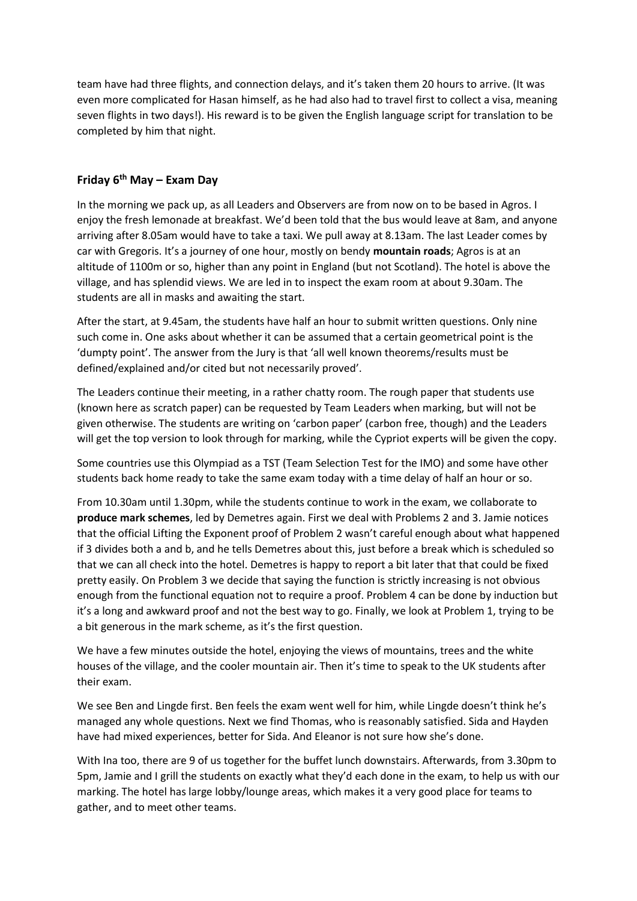team have had three flights, and connection delays, and it's taken them 20 hours to arrive. (It was even more complicated for Hasan himself, as he had also had to travel first to collect a visa, meaning seven flights in two days!). His reward is to be given the English language script for translation to be completed by him that night.

### Friday 6th May – Exam Day

In the morning we pack up, as all Leaders and Observers are from now on to be based in Agros. I enjoy the fresh lemonade at breakfast. We'd been told that the bus would leave at 8am, and anyone arriving after 8.05am would have to take a taxi. We pull away at 8.13am. The last Leader comes by car with Gregoris. It's a journey of one hour, mostly on bendy **mountain roads**; Agros is at an altitude of 1100m or so, higher than any point in England (but not Scotland). The hotel is above the village, and has splendid views. We are led in to inspect the exam room at about 9.30am. The students are all in masks and awaiting the start.

After the start, at 9.45am, the students have half an hour to submit written questions. Only nine such come in. One asks about whether it can be assumed that a certain geometrical point is the 'dumpty point'. The answer from the Jury is that 'all well known theorems/results must be defined/explained and/or cited but not necessarily proved'.

The Leaders continue their meeting, in a rather chatty room. The rough paper that students use (known here as scratch paper) can be requested by Team Leaders when marking, but will not be given otherwise. The students are writing on 'carbon paper' (carbon free, though) and the Leaders will get the top version to look through for marking, while the Cypriot experts will be given the copy.

Some countries use this Olympiad as a TST (Team Selection Test for the IMO) and some have other students back home ready to take the same exam today with a time delay of half an hour or so.

From 10.30am until 1.30pm, while the students continue to work in the exam, we collaborate to **produce mark schemes**, led by Demetres again. First we deal with Problems 2 and 3. Jamie notices that the official Lifting the Exponent proof of Problem 2 wasn't careful enough about what happened if 3 divides both a and b, and he tells Demetres about this, just before a break which is scheduled so that we can all check into the hotel. Demetres is happy to report a bit later that that could be fixed pretty easily. On Problem 3 we decide that saying the function is strictly increasing is not obvious enough from the functional equation not to require a proof. Problem 4 can be done by induction but it's a long and awkward proof and not the best way to go. Finally, we look at Problem 1, trying to be a bit generous in the mark scheme, as it's the first question.

We have a few minutes outside the hotel, enjoying the views of mountains, trees and the white houses of the village, and the cooler mountain air. Then it's time to speak to the UK students after their exam.

We see Ben and Lingde first. Ben feels the exam went well for him, while Lingde doesn't think he's managed any whole questions. Next we find Thomas, who is reasonably satisfied. Sida and Hayden have had mixed experiences, better for Sida. And Eleanor is not sure how she's done.

With Ina too, there are 9 of us together for the buffet lunch downstairs. Afterwards, from 3.30pm to 5pm, Jamie and I grill the students on exactly what they'd each done in the exam, to help us with our marking. The hotel has large lobby/lounge areas, which makes it a very good place for teams to gather, and to meet other teams.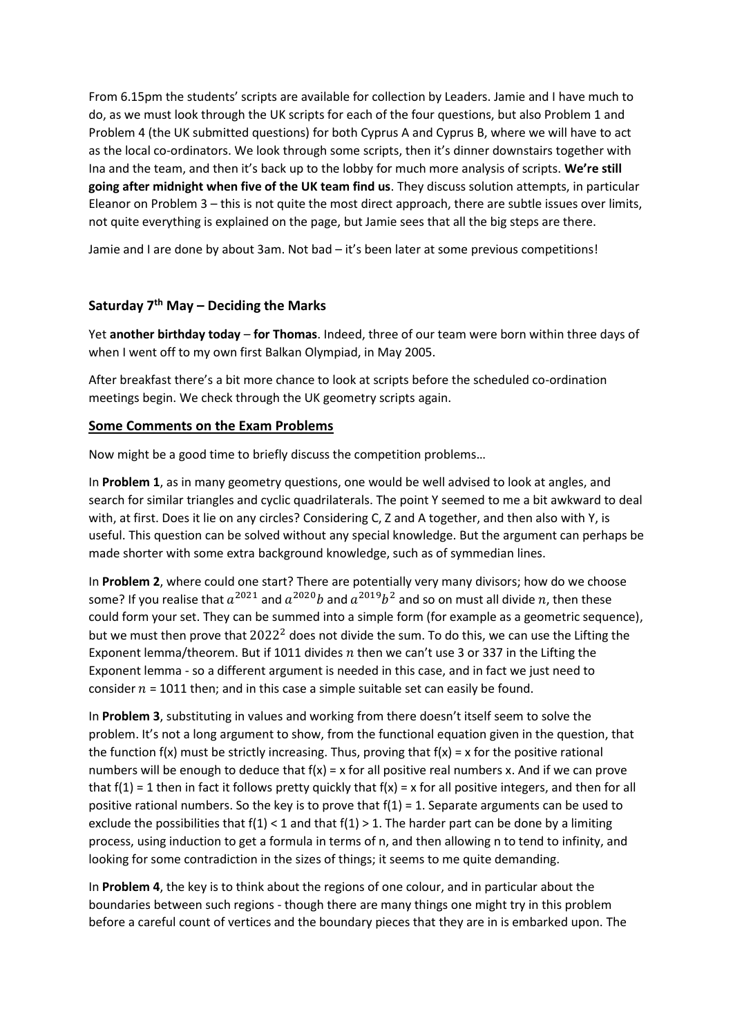From 6.15pm the students' scripts are available for collection by Leaders. Jamie and I have much to do, as we must look through the UK scripts for each of the four questions, but also Problem 1 and Problem 4 (the UK submitted questions) for both Cyprus A and Cyprus B, where we will have to act as the local co-ordinators. We look through some scripts, then it's dinner downstairs together with Ina and the team, and then it's back up to the lobby for much more analysis of scripts. **We're still going after midnight when five of the UK team find us**. They discuss solution attempts, in particular Eleanor on Problem 3 – this is not quite the most direct approach, there are subtle issues over limits, not quite everything is explained on the page, but Jamie sees that all the big steps are there.

Jamie and I are done by about 3am. Not bad – it's been later at some previous competitions!

## Saturday 7th May – Deciding the Marks

Yet **another birthday today** – **for Thomas**. Indeed, three of our team were born within three days of when I went off to my own first Balkan Olympiad, in May 2005.

After breakfast there's a bit more chance to look at scripts before the scheduled co-ordination meetings begin. We check through the UK geometry scripts again.

### Some Comments on the Exam Problems

Now might be a good time to briefly discuss the competition problems…

In **Problem 1**, as in many geometry questions, one would be well advised to look at angles, and search for similar triangles and cyclic quadrilaterals. The point Y seemed to me a bit awkward to deal with, at first. Does it lie on any circles? Considering C, Z and A together, and then also with Y, is useful. This question can be solved without any special knowledge. But the argument can perhaps be made shorter with some extra background knowledge, such as of symmedian lines.

In **Problem 2**, where could one start? There are potentially very many divisors; how do we choose some? If you realise that $a^{2021}$ and $a^{2020}b$ and $a^{2019}b^2$ and so on must all divide $n$, then these could form your set. They can be summed into a simple form (for example as a geometric sequence), but we must then prove that $2022^2$ does not divide the sum. To do this, we can use the Lifting the Exponent lemma/theorem. But if 1011 divides $n$ then we can't use 3 or 337 in the Lifting the Exponent lemma - so a different argument is needed in this case, and in fact we just need to consider $n$ = 1011 then; and in this case a simple suitable set can easily be found.

In **Problem 3**, substituting in values and working from there doesn't itself seem to solve the problem. It's not a long argument to show, from the functional equation given in the question, that the function f(x) must be strictly increasing. Thus, proving that f(x) = x for the positive rational numbers will be enough to deduce that f(x) = x for all positive real numbers x. And if we can prove that f(1) = 1 then in fact it follows pretty quickly that f(x) = x for all positive integers, and then for all positive rational numbers. So the key is to prove that f(1) = 1. Separate arguments can be used to exclude the possibilities that f(1) < 1 and that f(1) > 1. The harder part can be done by a limiting process, using induction to get a formula in terms of n, and then allowing n to tend to infinity, and looking for some contradiction in the sizes of things; it seems to me quite demanding.

In **Problem 4**, the key is to think about the regions of one colour, and in particular about the boundaries between such regions - though there are many things one might try in this problem before a careful count of vertices and the boundary pieces that they are in is embarked upon. The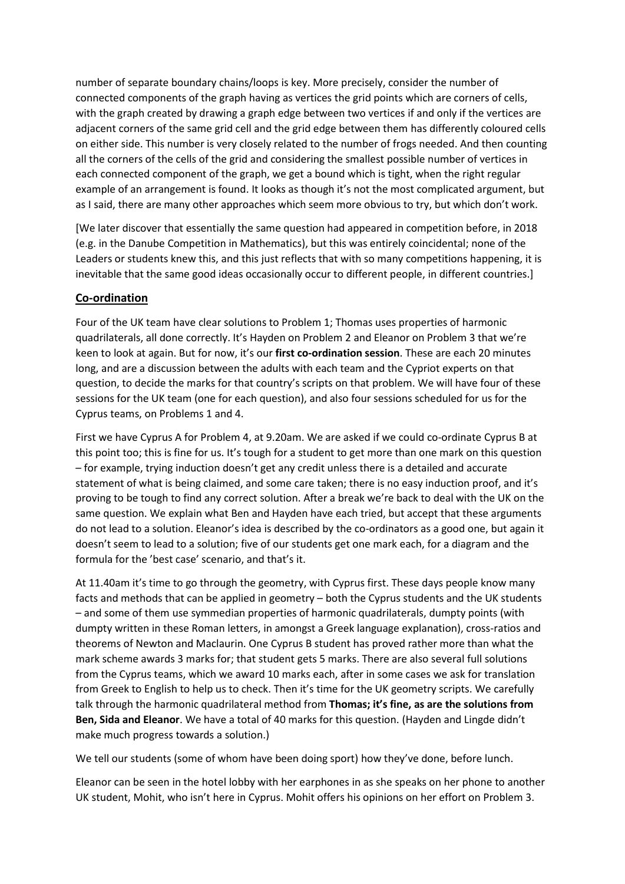number of separate boundary chains/loops is key. More precisely, consider the number of connected components of the graph having as vertices the grid points which are corners of cells, with the graph created by drawing a graph edge between two vertices if and only if the vertices are adjacent corners of the same grid cell and the grid edge between them has differently coloured cells on either side. This number is very closely related to the number of frogs needed. And then counting all the corners of the cells of the grid and considering the smallest possible number of vertices in each connected component of the graph, we get a bound which is tight, when the right regular example of an arrangement is found. It looks as though it's not the most complicated argument, but as I said, there are many other approaches which seem more obvious to try, but which don't work.

[We later discover that essentially the same question had appeared in competition before, in 2018 (e.g. in the Danube Competition in Mathematics), but this was entirely coincidental; none of the Leaders or students knew this, and this just reflects that with so many competitions happening, it is inevitable that the same good ideas occasionally occur to different people, in different countries.]

## Co-ordination

Four of the UK team have clear solutions to Problem 1; Thomas uses properties of harmonic quadrilaterals, all done correctly. It's Hayden on Problem 2 and Eleanor on Problem 3 that we're keen to look at again. But for now, it's our **first co-ordination session**. These are each 20 minutes long, and are a discussion between the adults with each team and the Cypriot experts on that question, to decide the marks for that country's scripts on that problem. We will have four of these sessions for the UK team (one for each question), and also four sessions scheduled for us for the Cyprus teams, on Problems 1 and 4.

First we have Cyprus A for Problem 4, at 9.20am. We are asked if we could co-ordinate Cyprus B at this point too; this is fine for us. It's tough for a student to get more than one mark on this question – for example, trying induction doesn't get any credit unless there is a detailed and accurate statement of what is being claimed, and some care taken; there is no easy induction proof, and it's proving to be tough to find any correct solution. After a break we're back to deal with the UK on the same question. We explain what Ben and Hayden have each tried, but accept that these arguments do not lead to a solution. Eleanor's idea is described by the co-ordinators as a good one, but again it doesn't seem to lead to a solution; five of our students get one mark each, for a diagram and the formula for the 'best case' scenario, and that's it.

At 11.40am it's time to go through the geometry, with Cyprus first. These days people know many facts and methods that can be applied in geometry – both the Cyprus students and the UK students – and some of them use symmedian properties of harmonic quadrilaterals, dumpty points (with dumpty written in these Roman letters, in amongst a Greek language explanation), cross-ratios and theorems of Newton and Maclaurin. One Cyprus B student has proved rather more than what the mark scheme awards 3 marks for; that student gets 5 marks. There are also several full solutions from the Cyprus teams, which we award 10 marks each, after in some cases we ask for translation from Greek to English to help us to check. Then it's time for the UK geometry scripts. We carefully talk through the harmonic quadrilateral method from **Thomas; it's fine, as are the solutions from Ben, Sida and Eleanor**. We have a total of 40 marks for this question. (Hayden and Lingde didn't make much progress towards a solution.)

We tell our students (some of whom have been doing sport) how they've done, before lunch.

Eleanor can be seen in the hotel lobby with her earphones in as she speaks on her phone to another UK student, Mohit, who isn't here in Cyprus. Mohit offers his opinions on her effort on Problem 3.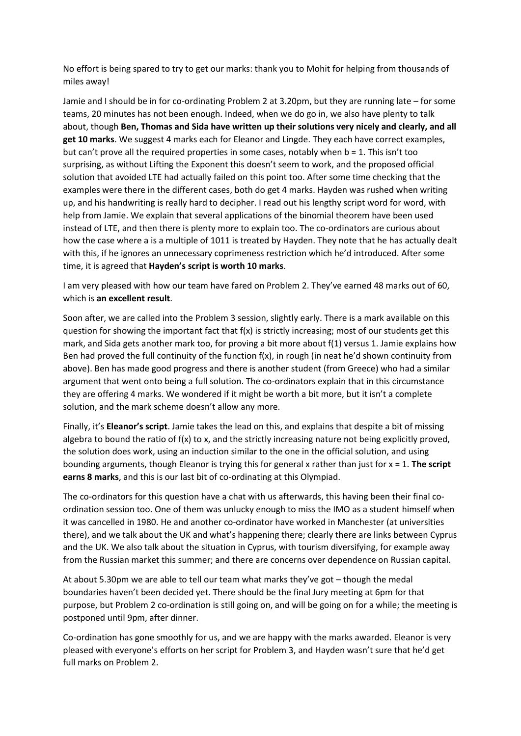No effort is being spared to try to get our marks: thank you to Mohit for helping from thousands of miles away!

Jamie and I should be in for co-ordinating Problem 2 at 3.20pm, but they are running late – for some teams, 20 minutes has not been enough. Indeed, when we do go in, we also have plenty to talk about, though **Ben, Thomas and Sida have written up their solutions very nicely and clearly, and all get 10 marks**. We suggest 4 marks each for Eleanor and Lingde. They each have correct examples, but can't prove all the required properties in some cases, notably when $b = 1$. This isn't too surprising, as without Lifting the Exponent this doesn't seem to work, and the proposed official solution that avoided LTE had actually failed on this point too. After some time checking that the examples were there in the different cases, both do get 4 marks. Hayden was rushed when writing up, and his handwriting is really hard to decipher. I read out his lengthy script word for word, with help from Jamie. We explain that several applications of the binomial theorem have been used instead of LTE, and then there is plenty more to explain too. The co-ordinators are curious about how the case where a is a multiple of 1011 is treated by Hayden. They note that he has actually dealt with this, if he ignores an unnecessary coprimeness restriction which he'd introduced. After some time, it is agreed that **Hayden's script is worth 10 marks**.

I am very pleased with how our team have fared on Problem 2. They've earned 48 marks out of 60, which is **an excellent result**.

Soon after, we are called into the Problem 3 session, slightly early. There is a mark available on this question for showing the important fact that $f(x)$ is strictly increasing; most of our students get this mark, and Sida gets another mark too, for proving a bit more about $f(1)$ versus 1. Jamie explains how Ben had proved the full continuity of the function $f(x)$, in rough (in neat he'd shown continuity from above). Ben has made good progress and there is another student (from Greece) who had a similar argument that went onto being a full solution. The co-ordinators explain that in this circumstance they are offering 4 marks. We wondered if it might be worth a bit more, but it isn't a complete solution, and the mark scheme doesn't allow any more.

Finally, it's **Eleanor's script**. Jamie takes the lead on this, and explains that despite a bit of missing algebra to bound the ratio of $f(x)$ to x, and the strictly increasing nature not being explicitly proved, the solution does work, using an induction similar to the one in the official solution, and using bounding arguments, though Eleanor is trying this for general x rather than just for $x = 1$. **The script earns 8 marks**, and this is our last bit of co-ordinating at this Olympiad.

The co-ordinators for this question have a chat with us afterwards, this having been their final co-ordination session too. One of them was unlucky enough to miss the IMO as a student himself when it was cancelled in 1980. He and another co-ordinator have worked in Manchester (at universities there), and we talk about the UK and what's happening there; clearly there are links between Cyprus and the UK. We also talk about the situation in Cyprus, with tourism diversifying, for example away from the Russian market this summer; and there are concerns over dependence on Russian capital.

At about 5.30pm we are able to tell our team what marks they've got – though the medal boundaries haven't been decided yet. There should be the final Jury meeting at 6pm for that purpose, but Problem 2 co-ordination is still going on, and will be going on for a while; the meeting is postponed until 9pm, after dinner.

Co-ordination has gone smoothly for us, and we are happy with the marks awarded. Eleanor is very pleased with everyone's efforts on her script for Problem 3, and Hayden wasn't sure that he'd get full marks on Problem 2.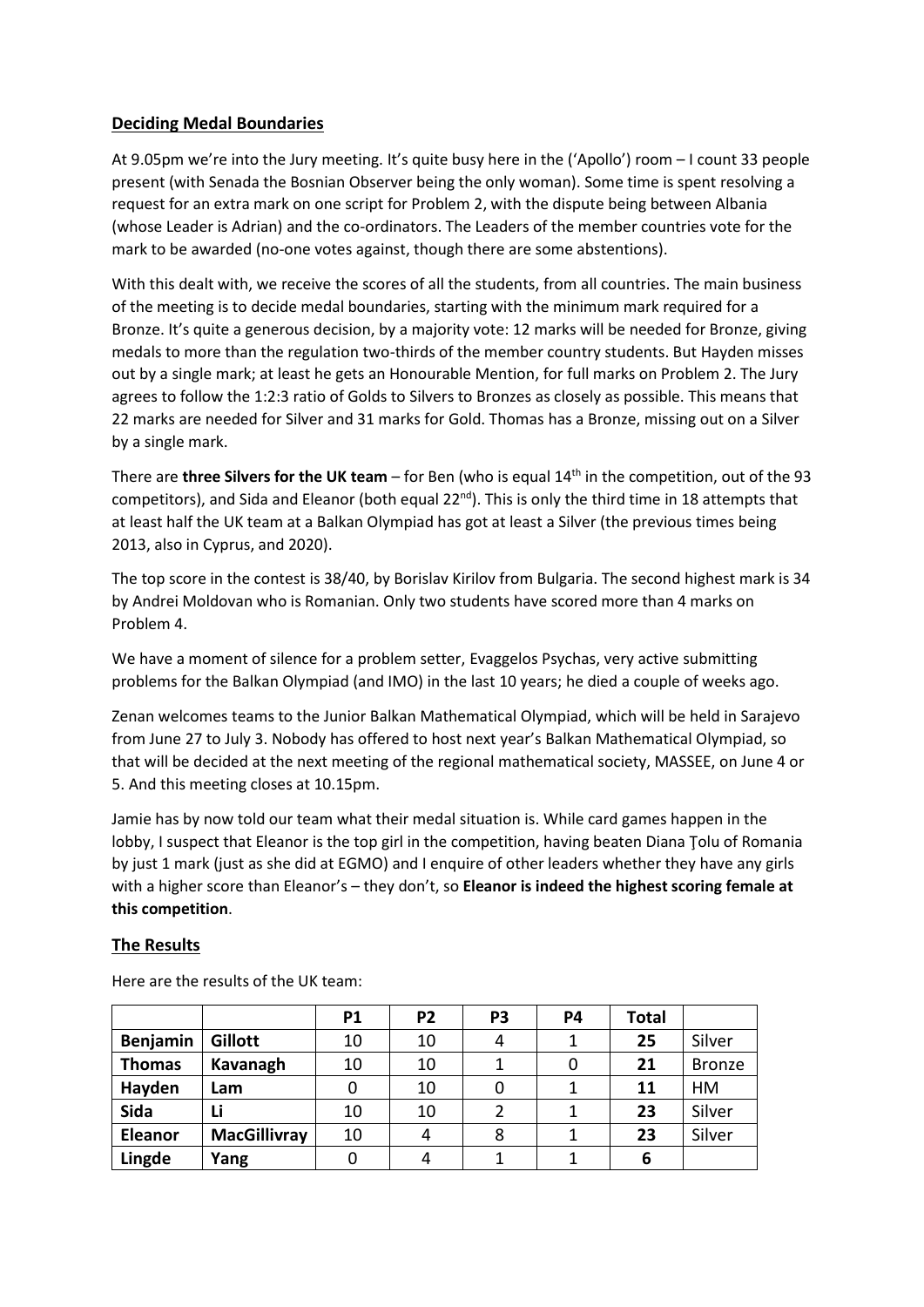## Deciding Medal Boundaries

At 9.05pm we're into the Jury meeting. It's quite busy here in the ('Apollo') room – I count 33 people present (with Senada the Bosnian Observer being the only woman). Some time is spent resolving a request for an extra mark on one script for Problem 2, with the dispute being between Albania (whose Leader is Adrian) and the co-ordinators. The Leaders of the member countries vote for the mark to be awarded (no-one votes against, though there are some abstentions).

With this dealt with, we receive the scores of all the students, from all countries. The main business of the meeting is to decide medal boundaries, starting with the minimum mark required for a Bronze. It's quite a generous decision, by a majority vote: 12 marks will be needed for Bronze, giving medals to more than the regulation two-thirds of the member country students. But Hayden misses out by a single mark; at least he gets an Honourable Mention, for full marks on Problem 2. The Jury agrees to follow the 1:2:3 ratio of Golds to Silvers to Bronzes as closely as possible. This means that 22 marks are needed for Silver and 31 marks for Gold. Thomas has a Bronze, missing out on a Silver by a single mark.

There are **three Silvers for the UK team** – for Ben (who is equal 14th in the competition, out of the 93 competitors), and Sida and Eleanor (both equal 22nd). This is only the third time in 18 attempts that at least half the UK team at a Balkan Olympiad has got at least a Silver (the previous times being 2013, also in Cyprus, and 2020).

The top score in the contest is 38/40, by Borislav Kirilov from Bulgaria. The second highest mark is 34 by Andrei Moldovan who is Romanian. Only two students have scored more than 4 marks on Problem 4.

We have a moment of silence for a problem setter, Evaggelos Psychas, very active submitting problems for the Balkan Olympiad (and IMO) in the last 10 years; he died a couple of weeks ago.

Zenan welcomes teams to the Junior Balkan Mathematical Olympiad, which will be held in Sarajevo from June 27 to July 3. Nobody has offered to host next year's Balkan Mathematical Olympiad, so that will be decided at the next meeting of the regional mathematical society, MASSEE, on June 4 or 5. And this meeting closes at 10.15pm.

Jamie has by now told our team what their medal situation is. While card games happen in the lobby, I suspect that Eleanor is the top girl in the competition, having beaten Diana Ţolu of Romania by just 1 mark (just as she did at EGMO) and I enquire of other leaders whether they have any girls with a higher score than Eleanor's – they don't, so **Eleanor is indeed the highest scoring female at this competition**.

## The Results

Here are the results of the UK team:

| | | P1 | P2 | P3 | P4 | Total | |
|---|---|---|---|---|---|---|---|
| **Benjamin** | **Gillott** | 10 | 10 | 4 | 1 | **25** | Silver |
| **Thomas** | **Kavanagh** | 10 | 10 | 1 | 0 | **21** | Bronze |
| **Hayden** | **Lam** | 0 | 10 | 0 | 1 | **11** | HM |
| **Sida** | **Li** | 10 | 10 | 2 | 1 | **23** | Silver |
| **Eleanor** | **MacGillivray** | 10 | 4 | 8 | 1 | **23** | Silver |
| **Lingde** | **Yang** | 0 | 4 | 1 | 1 | **6** | |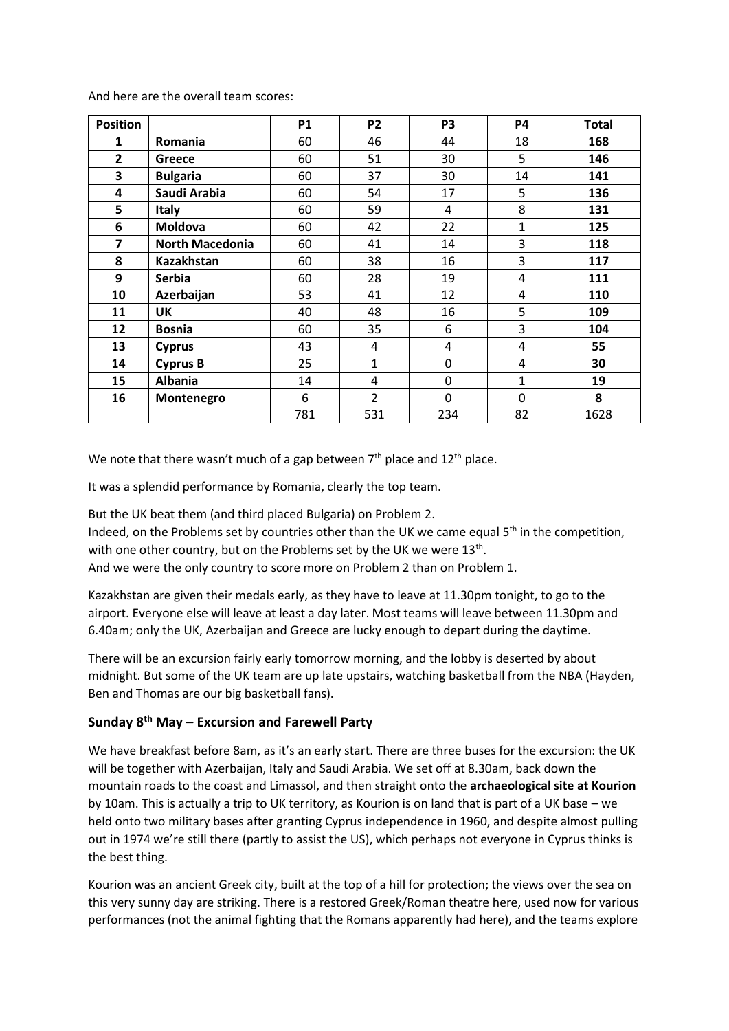And here are the overall team scores:

| Position | | P1 | P2 | P3 | P4 | Total |
|---|---|---|---|---|---|---|
| **1** | **Romania** | 60 | 46 | 44 | 18 | **168** |
| **2** | **Greece** | 60 | 51 | 30 | 5 | **146** |
| **3** | **Bulgaria** | 60 | 37 | 30 | 14 | **141** |
| **4** | **Saudi Arabia** | 60 | 54 | 17 | 5 | **136** |
| **5** | **Italy** | 60 | 59 | 4 | 8 | **131** |
| **6** | **Moldova** | 60 | 42 | 22 | 1 | **125** |
| **7** | **North Macedonia** | 60 | 41 | 14 | 3 | **118** |
| **8** | **Kazakhstan** | 60 | 38 | 16 | 3 | **117** |
| **9** | **Serbia** | 60 | 28 | 19 | 4 | **111** |
| **10** | **Azerbaijan** | 53 | 41 | 12 | 4 | **110** |
| **11** | **UK** | 40 | 48 | 16 | 5 | **109** |
| **12** | **Bosnia** | 60 | 35 | 6 | 3 | **104** |
| **13** | **Cyprus** | 43 | 4 | 4 | 4 | **55** |
| **14** | **Cyprus B** | 25 | 1 | 0 | 4 | **30** |
| **15** | **Albania** | 14 | 4 | 0 | 1 | **19** |
| **16** | **Montenegro** | 6 | 2 | 0 | 0 | **8** |
| | | 781 | 531 | 234 | 82 | 1628 |

We note that there wasn't much of a gap between 7th place and 12th place.

It was a splendid performance by Romania, clearly the top team.

But the UK beat them (and third placed Bulgaria) on Problem 2.
Indeed, on the Problems set by countries other than the UK we came equal 5th in the competition, with one other country, but on the Problems set by the UK we were 13th.
And we were the only country to score more on Problem 2 than on Problem 1.

Kazakhstan are given their medals early, as they have to leave at 11.30pm tonight, to go to the airport. Everyone else will leave at least a day later. Most teams will leave between 11.30pm and 6.40am; only the UK, Azerbaijan and Greece are lucky enough to depart during the daytime.

There will be an excursion fairly early tomorrow morning, and the lobby is deserted by about midnight. But some of the UK team are up late upstairs, watching basketball from the NBA (Hayden, Ben and Thomas are our big basketball fans).

### Sunday 8th May – Excursion and Farewell Party

We have breakfast before 8am, as it's an early start. There are three buses for the excursion: the UK will be together with Azerbaijan, Italy and Saudi Arabia. We set off at 8.30am, back down the mountain roads to the coast and Limassol, and then straight onto the **archaeological site at Kourion** by 10am. This is actually a trip to UK territory, as Kourion is on land that is part of a UK base – we held onto two military bases after granting Cyprus independence in 1960, and despite almost pulling out in 1974 we're still there (partly to assist the US), which perhaps not everyone in Cyprus thinks is the best thing.

Kourion was an ancient Greek city, built at the top of a hill for protection; the views over the sea on this very sunny day are striking. There is a restored Greek/Roman theatre here, used now for various performances (not the animal fighting that the Romans apparently had here), and the teams explore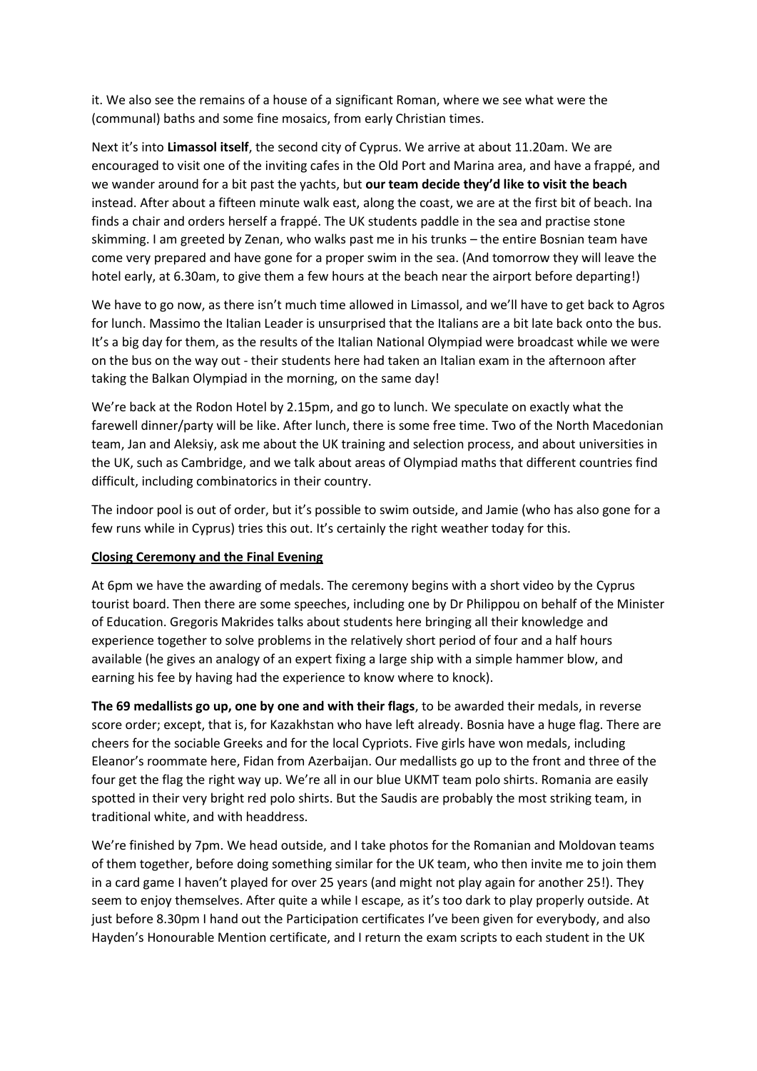it. We also see the remains of a house of a significant Roman, where we see what were the (communal) baths and some fine mosaics, from early Christian times.

Next it's into **Limassol itself**, the second city of Cyprus. We arrive at about 11.20am. We are encouraged to visit one of the inviting cafes in the Old Port and Marina area, and have a frappé, and we wander around for a bit past the yachts, but **our team decide they'd like to visit the beach** instead. After about a fifteen minute walk east, along the coast, we are at the first bit of beach. Ina finds a chair and orders herself a frappé. The UK students paddle in the sea and practise stone skimming. I am greeted by Zenan, who walks past me in his trunks – the entire Bosnian team have come very prepared and have gone for a proper swim in the sea. (And tomorrow they will leave the hotel early, at 6.30am, to give them a few hours at the beach near the airport before departing!)

We have to go now, as there isn't much time allowed in Limassol, and we'll have to get back to Agros for lunch. Massimo the Italian Leader is unsurprised that the Italians are a bit late back onto the bus. It's a big day for them, as the results of the Italian National Olympiad were broadcast while we were on the bus on the way out - their students here had taken an Italian exam in the afternoon after taking the Balkan Olympiad in the morning, on the same day!

We're back at the Rodon Hotel by 2.15pm, and go to lunch. We speculate on exactly what the farewell dinner/party will be like. After lunch, there is some free time. Two of the North Macedonian team, Jan and Aleksiy, ask me about the UK training and selection process, and about universities in the UK, such as Cambridge, and we talk about areas of Olympiad maths that different countries find difficult, including combinatorics in their country.

The indoor pool is out of order, but it's possible to swim outside, and Jamie (who has also gone for a few runs while in Cyprus) tries this out. It's certainly the right weather today for this.

**Closing Ceremony and the Final Evening**

At 6pm we have the awarding of medals. The ceremony begins with a short video by the Cyprus tourist board. Then there are some speeches, including one by Dr Philippou on behalf of the Minister of Education. Gregoris Makrides talks about students here bringing all their knowledge and experience together to solve problems in the relatively short period of four and a half hours available (he gives an analogy of an expert fixing a large ship with a simple hammer blow, and earning his fee by having had the experience to know where to knock).

**The 69 medallists go up, one by one and with their flags**, to be awarded their medals, in reverse score order; except, that is, for Kazakhstan who have left already. Bosnia have a huge flag. There are cheers for the sociable Greeks and for the local Cypriots. Five girls have won medals, including Eleanor's roommate here, Fidan from Azerbaijan. Our medallists go up to the front and three of the four get the flag the right way up. We're all in our blue UKMT team polo shirts. Romania are easily spotted in their very bright red polo shirts. But the Saudis are probably the most striking team, in traditional white, and with headdress.

We're finished by 7pm. We head outside, and I take photos for the Romanian and Moldovan teams of them together, before doing something similar for the UK team, who then invite me to join them in a card game I haven't played for over 25 years (and might not play again for another 25!). They seem to enjoy themselves. After quite a while I escape, as it's too dark to play properly outside. At just before 8.30pm I hand out the Participation certificates I've been given for everybody, and also Hayden's Honourable Mention certificate, and I return the exam scripts to each student in the UK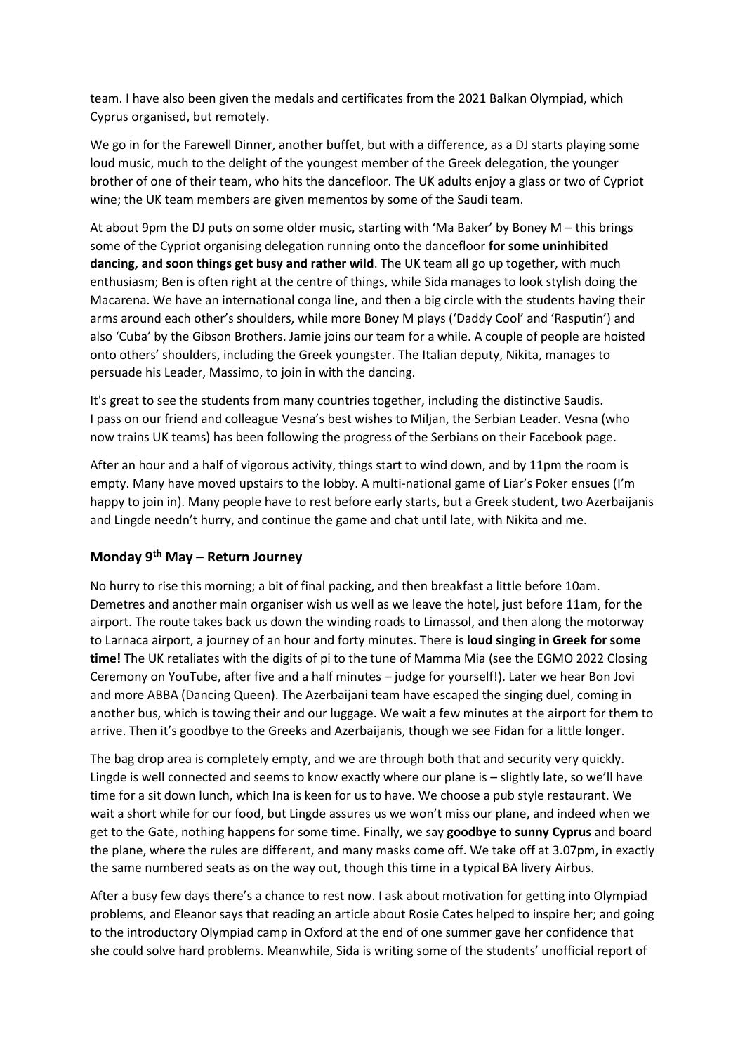team. I have also been given the medals and certificates from the 2021 Balkan Olympiad, which Cyprus organised, but remotely.

We go in for the Farewell Dinner, another buffet, but with a difference, as a DJ starts playing some loud music, much to the delight of the youngest member of the Greek delegation, the younger brother of one of their team, who hits the dancefloor. The UK adults enjoy a glass or two of Cypriot wine; the UK team members are given mementos by some of the Saudi team.

At about 9pm the DJ puts on some older music, starting with 'Ma Baker' by Boney M – this brings some of the Cypriot organising delegation running onto the dancefloor **for some uninhibited dancing, and soon things get busy and rather wild**. The UK team all go up together, with much enthusiasm; Ben is often right at the centre of things, while Sida manages to look stylish doing the Macarena. We have an international conga line, and then a big circle with the students having their arms around each other's shoulders, while more Boney M plays ('Daddy Cool' and 'Rasputin') and also 'Cuba' by the Gibson Brothers. Jamie joins our team for a while. A couple of people are hoisted onto others' shoulders, including the Greek youngster. The Italian deputy, Nikita, manages to persuade his Leader, Massimo, to join in with the dancing.

It's great to see the students from many countries together, including the distinctive Saudis. I pass on our friend and colleague Vesna's best wishes to Miljan, the Serbian Leader. Vesna (who now trains UK teams) has been following the progress of the Serbians on their Facebook page.

After an hour and a half of vigorous activity, things start to wind down, and by 11pm the room is empty. Many have moved upstairs to the lobby. A multi-national game of Liar's Poker ensues (I'm happy to join in). Many people have to rest before early starts, but a Greek student, two Azerbaijanis and Lingde needn't hurry, and continue the game and chat until late, with Nikita and me.

### Monday 9th May – Return Journey

No hurry to rise this morning; a bit of final packing, and then breakfast a little before 10am. Demetres and another main organiser wish us well as we leave the hotel, just before 11am, for the airport. The route takes back us down the winding roads to Limassol, and then along the motorway to Larnaca airport, a journey of an hour and forty minutes. There is **loud singing in Greek for some time!** The UK retaliates with the digits of pi to the tune of Mamma Mia (see the EGMO 2022 Closing Ceremony on YouTube, after five and a half minutes – judge for yourself!). Later we hear Bon Jovi and more ABBA (Dancing Queen). The Azerbaijani team have escaped the singing duel, coming in another bus, which is towing their and our luggage. We wait a few minutes at the airport for them to arrive. Then it's goodbye to the Greeks and Azerbaijanis, though we see Fidan for a little longer.

The bag drop area is completely empty, and we are through both that and security very quickly. Lingde is well connected and seems to know exactly where our plane is – slightly late, so we'll have time for a sit down lunch, which Ina is keen for us to have. We choose a pub style restaurant. We wait a short while for our food, but Lingde assures us we won't miss our plane, and indeed when we get to the Gate, nothing happens for some time. Finally, we say **goodbye to sunny Cyprus** and board the plane, where the rules are different, and many masks come off. We take off at 3.07pm, in exactly the same numbered seats as on the way out, though this time in a typical BA livery Airbus.

After a busy few days there's a chance to rest now. I ask about motivation for getting into Olympiad problems, and Eleanor says that reading an article about Rosie Cates helped to inspire her; and going to the introductory Olympiad camp in Oxford at the end of one summer gave her confidence that she could solve hard problems. Meanwhile, Sida is writing some of the students' unofficial report of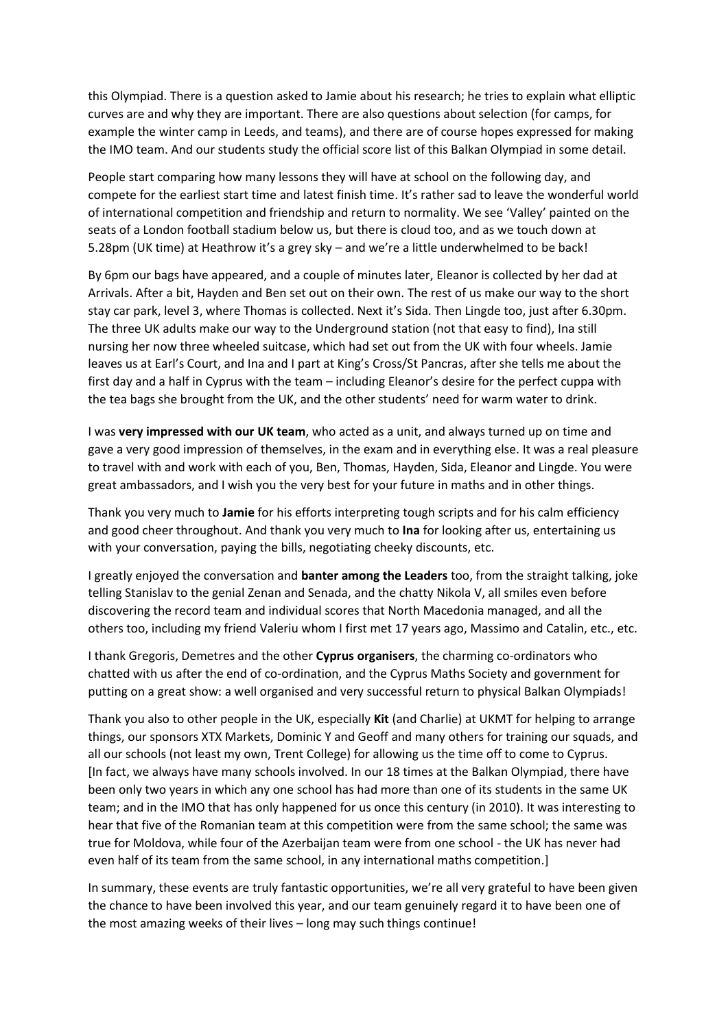this Olympiad. There is a question asked to Jamie about his research; he tries to explain what elliptic curves are and why they are important. There are also questions about selection (for camps, for example the winter camp in Leeds, and teams), and there are of course hopes expressed for making the IMO team. And our students study the official score list of this Balkan Olympiad in some detail.

People start comparing how many lessons they will have at school on the following day, and compete for the earliest start time and latest finish time. It's rather sad to leave the wonderful world of international competition and friendship and return to normality. We see 'Valley' painted on the seats of a London football stadium below us, but there is cloud too, and as we touch down at 5.28pm (UK time) at Heathrow it's a grey sky – and we're a little underwhelmed to be back!

By 6pm our bags have appeared, and a couple of minutes later, Eleanor is collected by her dad at Arrivals. After a bit, Hayden and Ben set out on their own. The rest of us make our way to the short stay car park, level 3, where Thomas is collected. Next it's Sida. Then Lingde too, just after 6.30pm. The three UK adults make our way to the Underground station (not that easy to find), Ina still nursing her now three wheeled suitcase, which had set out from the UK with four wheels. Jamie leaves us at Earl's Court, and Ina and I part at King's Cross/St Pancras, after she tells me about the first day and a half in Cyprus with the team – including Eleanor's desire for the perfect cuppa with the tea bags she brought from the UK, and the other students' need for warm water to drink.

I was **very impressed with our UK team**, who acted as a unit, and always turned up on time and gave a very good impression of themselves, in the exam and in everything else. It was a real pleasure to travel with and work with each of you, Ben, Thomas, Hayden, Sida, Eleanor and Lingde. You were great ambassadors, and I wish you the very best for your future in maths and in other things.

Thank you very much to **Jamie** for his efforts interpreting tough scripts and for his calm efficiency and good cheer throughout. And thank you very much to **Ina** for looking after us, entertaining us with your conversation, paying the bills, negotiating cheeky discounts, etc.

I greatly enjoyed the conversation and **banter among the Leaders** too, from the straight talking, joke telling Stanislav to the genial Zenan and Senada, and the chatty Nikola V, all smiles even before discovering the record team and individual scores that North Macedonia managed, and all the others too, including my friend Valeriu whom I first met 17 years ago, Massimo and Catalin, etc., etc.

I thank Gregoris, Demetres and the other **Cyprus organisers**, the charming co-ordinators who chatted with us after the end of co-ordination, and the Cyprus Maths Society and government for putting on a great show: a well organised and very successful return to physical Balkan Olympiads!

Thank you also to other people in the UK, especially **Kit** (and Charlie) at UKMT for helping to arrange things, our sponsors XTX Markets, Dominic Y and Geoff and many others for training our squads, and all our schools (not least my own, Trent College) for allowing us the time off to come to Cyprus. [In fact, we always have many schools involved. In our 18 times at the Balkan Olympiad, there have been only two years in which any one school has had more than one of its students in the same UK team; and in the IMO that has only happened for us once this century (in 2010). It was interesting to hear that five of the Romanian team at this competition were from the same school; the same was true for Moldova, while four of the Azerbaijan team were from one school - the UK has never had even half of its team from the same school, in any international maths competition.]

In summary, these events are truly fantastic opportunities, we're all very grateful to have been given the chance to have been involved this year, and our team genuinely regard it to have been one of the most amazing weeks of their lives – long may such things continue!